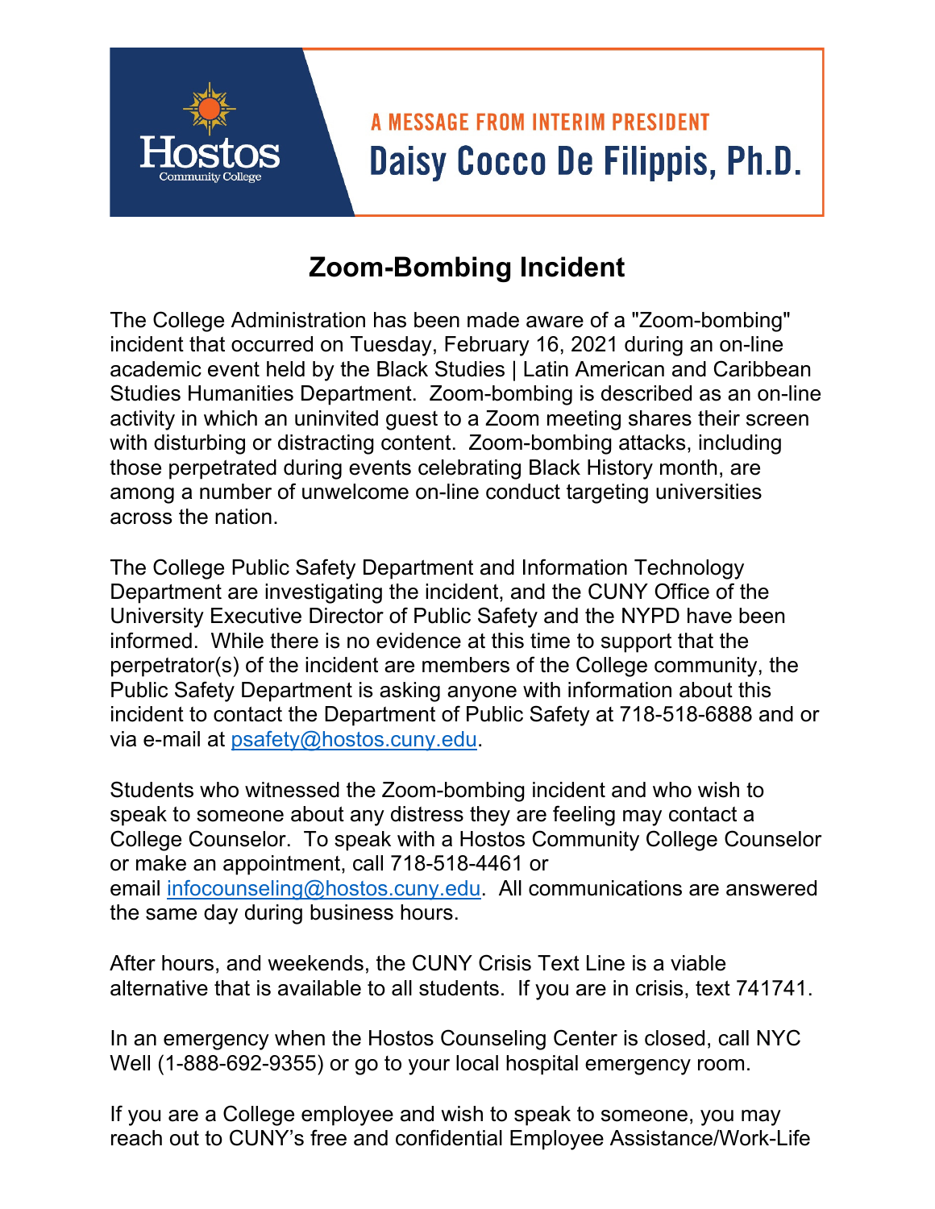Hostos Community College

A MESSAGE FROM INTERIM PRESIDENT

**Daisy Cocco De Filippis, Ph.D.**

# Zoom-Bombing Incident

The College Administration has been made aware of a "Zoom-bombing" incident that occurred on Tuesday, February 16, 2021 during an on-line academic event held by the Black Studies | Latin American and Caribbean Studies Humanities Department. Zoom-bombing is described as an on-line activity in which an uninvited guest to a Zoom meeting shares their screen with disturbing or distracting content. Zoom-bombing attacks, including those perpetrated during events celebrating Black History month, are among a number of unwelcome on-line conduct targeting universities across the nation.

The College Public Safety Department and Information Technology Department are investigating the incident, and the CUNY Office of the University Executive Director of Public Safety and the NYPD have been informed. While there is no evidence at this time to support that the perpetrator(s) of the incident are members of the College community, the Public Safety Department is asking anyone with information about this incident to contact the Department of Public Safety at 718-518-6888 and or via e-mail at psafety@hostos.cuny.edu.

Students who witnessed the Zoom-bombing incident and who wish to speak to someone about any distress they are feeling may contact a College Counselor. To speak with a Hostos Community College Counselor or make an appointment, call 718-518-4461 or email infocounseling@hostos.cuny.edu. All communications are answered the same day during business hours.

After hours, and weekends, the CUNY Crisis Text Line is a viable alternative that is available to all students. If you are in crisis, text 741741.

In an emergency when the Hostos Counseling Center is closed, call NYC Well (1-888-692-9355) or go to your local hospital emergency room.

If you are a College employee and wish to speak to someone, you may reach out to CUNY's free and confidential Employee Assistance/Work-Life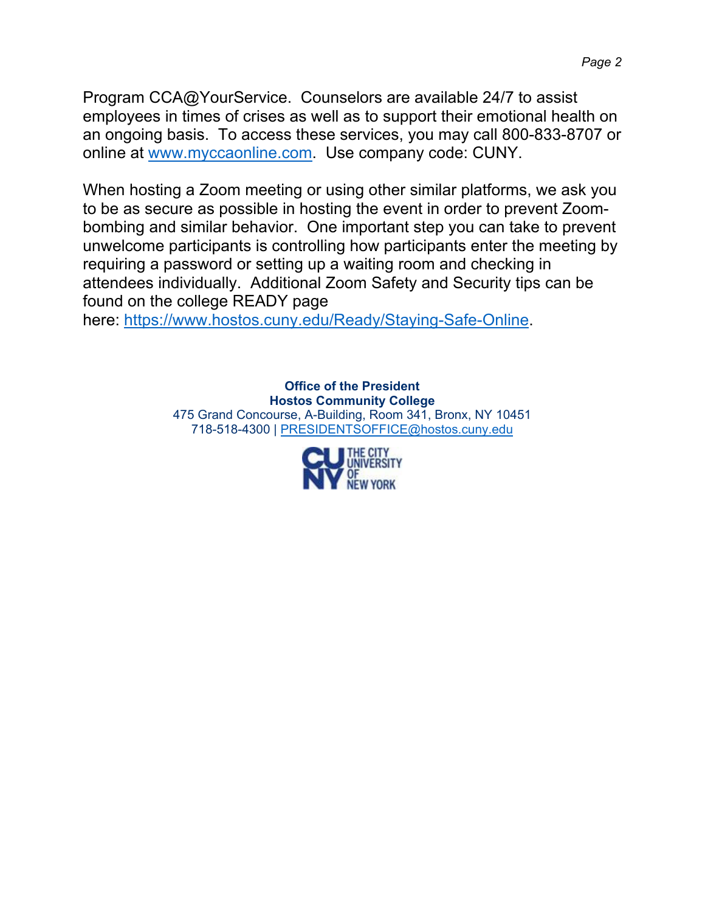Program CCA@YourService.  Counselors are available 24/7 to assist employees in times of crises as well as to support their emotional health on an ongoing basis.  To access these services, you may call 800-833-8707 or online at [www.myccaonline.com](http://www.myccaonline.com).  Use company code: CUNY.

When hosting a Zoom meeting or using other similar platforms, we ask you to be as secure as possible in hosting the event in order to prevent Zoom-bombing and similar behavior.  One important step you can take to prevent unwelcome participants is controlling how participants enter the meeting by requiring a password or setting up a waiting room and checking in attendees individually.  Additional Zoom Safety and Security tips can be found on the college READY page here: [https://www.hostos.cuny.edu/Ready/Staying-Safe-Online](https://www.hostos.cuny.edu/Ready/Staying-Safe-Online).

**Office of the President**
**Hostos Community College**
475 Grand Concourse, A-Building, Room 341, Bronx, NY 10451
718-518-4300 | PRESIDENTSOFFICE@hostos.cuny.edu

CUNY THE CITY UNIVERSITY OF NEW YORK